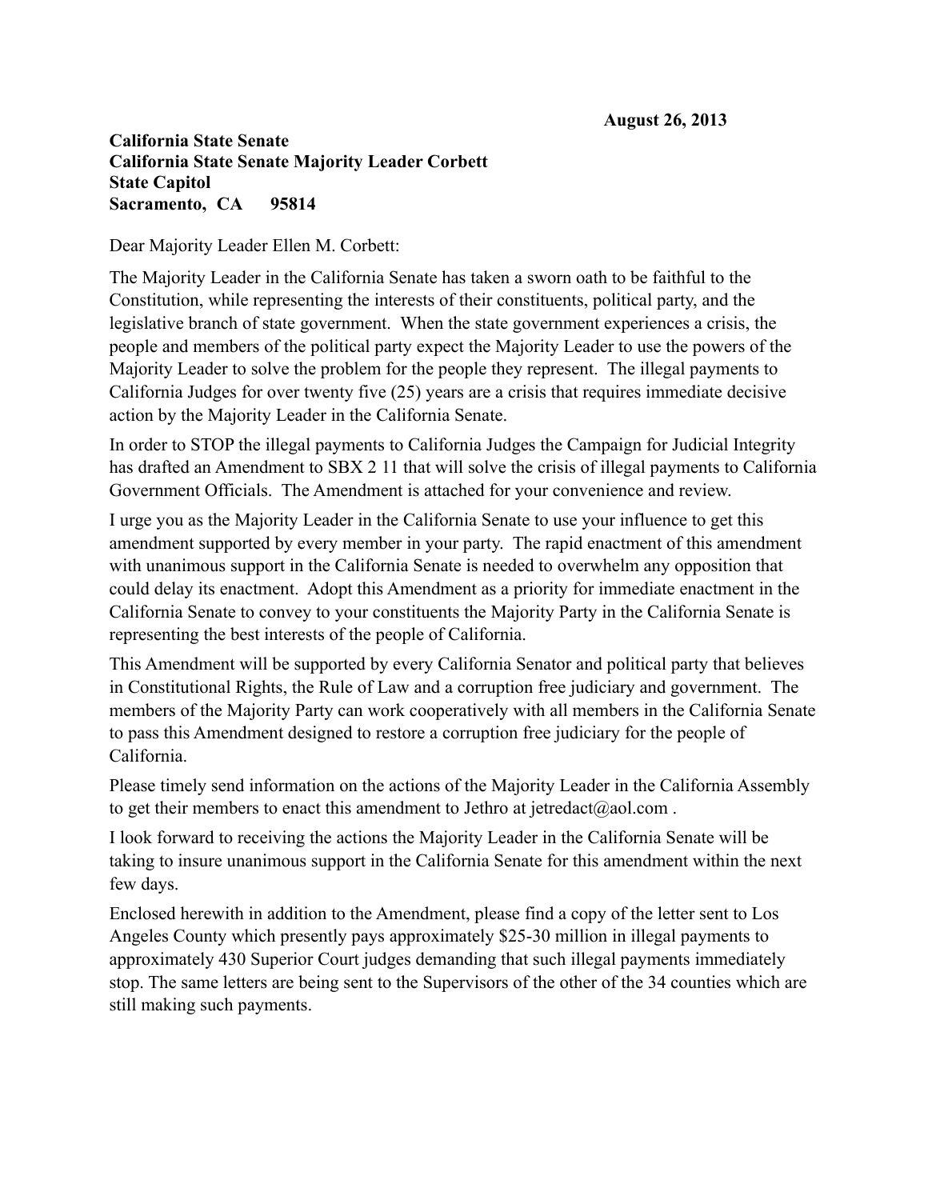**August 26, 2013**

**California State Senate**
**California State Senate Majority Leader Corbett**
**State Capitol**
**Sacramento, CA 95814**

Dear Majority Leader Ellen M. Corbett:

The Majority Leader in the California Senate has taken a sworn oath to be faithful to the Constitution, while representing the interests of their constituents, political party, and the legislative branch of state government. When the state government experiences a crisis, the people and members of the political party expect the Majority Leader to use the powers of the Majority Leader to solve the problem for the people they represent. The illegal payments to California Judges for over twenty five (25) years are a crisis that requires immediate decisive action by the Majority Leader in the California Senate.

In order to STOP the illegal payments to California Judges the Campaign for Judicial Integrity has drafted an Amendment to SBX 2 11 that will solve the crisis of illegal payments to California Government Officials. The Amendment is attached for your convenience and review.

I urge you as the Majority Leader in the California Senate to use your influence to get this amendment supported by every member in your party. The rapid enactment of this amendment with unanimous support in the California Senate is needed to overwhelm any opposition that could delay its enactment. Adopt this Amendment as a priority for immediate enactment in the California Senate to convey to your constituents the Majority Party in the California Senate is representing the best interests of the people of California.

This Amendment will be supported by every California Senator and political party that believes in Constitutional Rights, the Rule of Law and a corruption free judiciary and government. The members of the Majority Party can work cooperatively with all members in the California Senate to pass this Amendment designed to restore a corruption free judiciary for the people of California.

Please timely send information on the actions of the Majority Leader in the California Assembly to get their members to enact this amendment to Jethro at jetredact@aol.com .

I look forward to receiving the actions the Majority Leader in the California Senate will be taking to insure unanimous support in the California Senate for this amendment within the next few days.

Enclosed herewith in addition to the Amendment, please find a copy of the letter sent to Los Angeles County which presently pays approximately $25-30 million in illegal payments to approximately 430 Superior Court judges demanding that such illegal payments immediately stop. The same letters are being sent to the Supervisors of the other of the 34 counties which are still making such payments.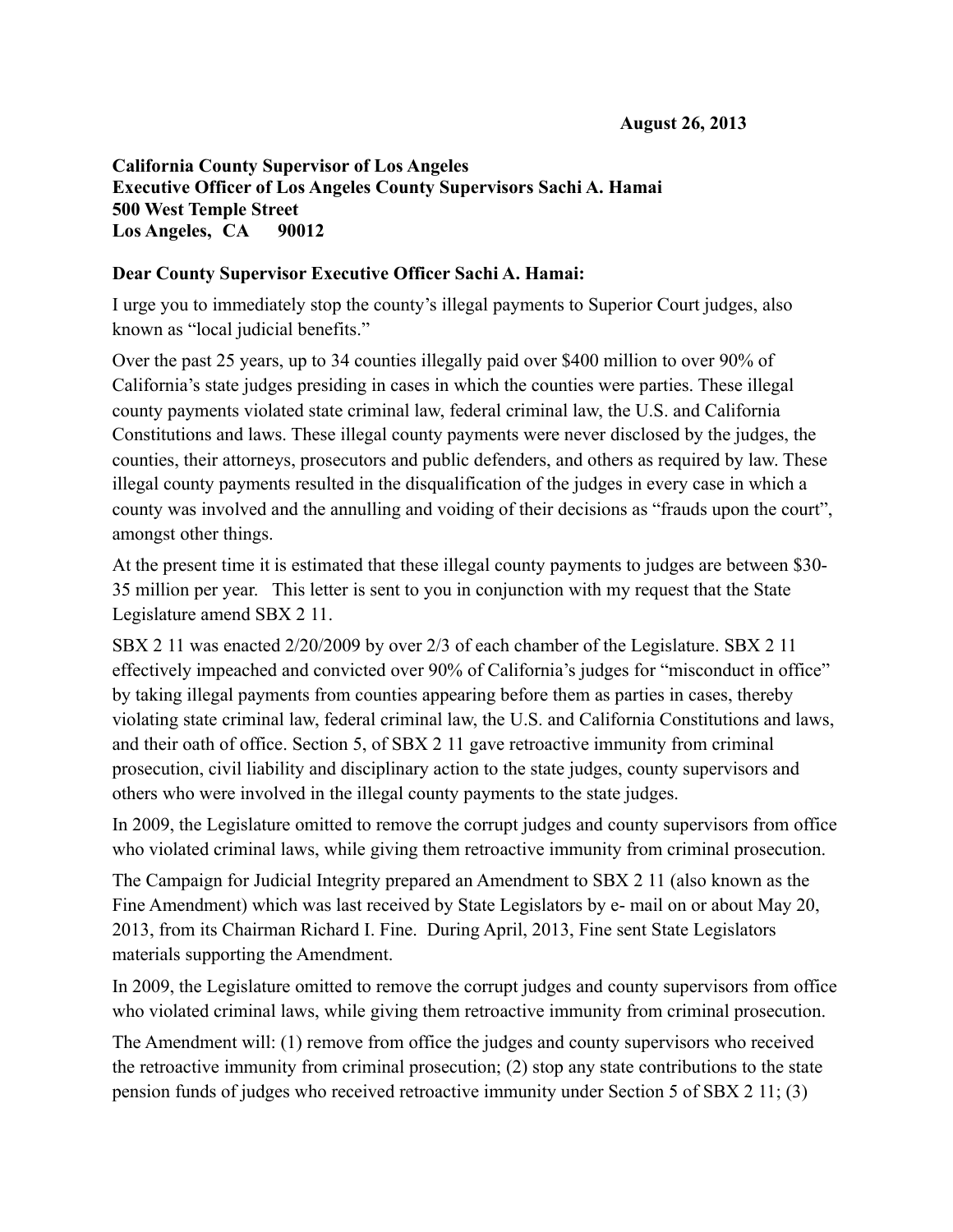**August 26, 2013**

**California County Supervisor of Los Angeles**
**Executive Officer of Los Angeles County Supervisors Sachi A. Hamai**
**500 West Temple Street**
**Los Angeles, CA 90012**

**Dear County Supervisor Executive Officer Sachi A. Hamai:**

I urge you to immediately stop the county's illegal payments to Superior Court judges, also known as "local judicial benefits."

Over the past 25 years, up to 34 counties illegally paid over $400 million to over 90% of California's state judges presiding in cases in which the counties were parties. These illegal county payments violated state criminal law, federal criminal law, the U.S. and California Constitutions and laws. These illegal county payments were never disclosed by the judges, the counties, their attorneys, prosecutors and public defenders, and others as required by law. These illegal county payments resulted in the disqualification of the judges in every case in which a county was involved and the annulling and voiding of their decisions as "frauds upon the court", amongst other things.

At the present time it is estimated that these illegal county payments to judges are between $30-35 million per year. This letter is sent to you in conjunction with my request that the State Legislature amend SBX 2 11.

SBX 2 11 was enacted 2/20/2009 by over 2/3 of each chamber of the Legislature. SBX 2 11 effectively impeached and convicted over 90% of California's judges for "misconduct in office" by taking illegal payments from counties appearing before them as parties in cases, thereby violating state criminal law, federal criminal law, the U.S. and California Constitutions and laws, and their oath of office. Section 5, of SBX 2 11 gave retroactive immunity from criminal prosecution, civil liability and disciplinary action to the state judges, county supervisors and others who were involved in the illegal county payments to the state judges.

In 2009, the Legislature omitted to remove the corrupt judges and county supervisors from office who violated criminal laws, while giving them retroactive immunity from criminal prosecution.

The Campaign for Judicial Integrity prepared an Amendment to SBX 2 11 (also known as the Fine Amendment) which was last received by State Legislators by e- mail on or about May 20, 2013, from its Chairman Richard I. Fine. During April, 2013, Fine sent State Legislators materials supporting the Amendment.

In 2009, the Legislature omitted to remove the corrupt judges and county supervisors from office who violated criminal laws, while giving them retroactive immunity from criminal prosecution.

The Amendment will: (1) remove from office the judges and county supervisors who received the retroactive immunity from criminal prosecution; (2) stop any state contributions to the state pension funds of judges who received retroactive immunity under Section 5 of SBX 2 11; (3)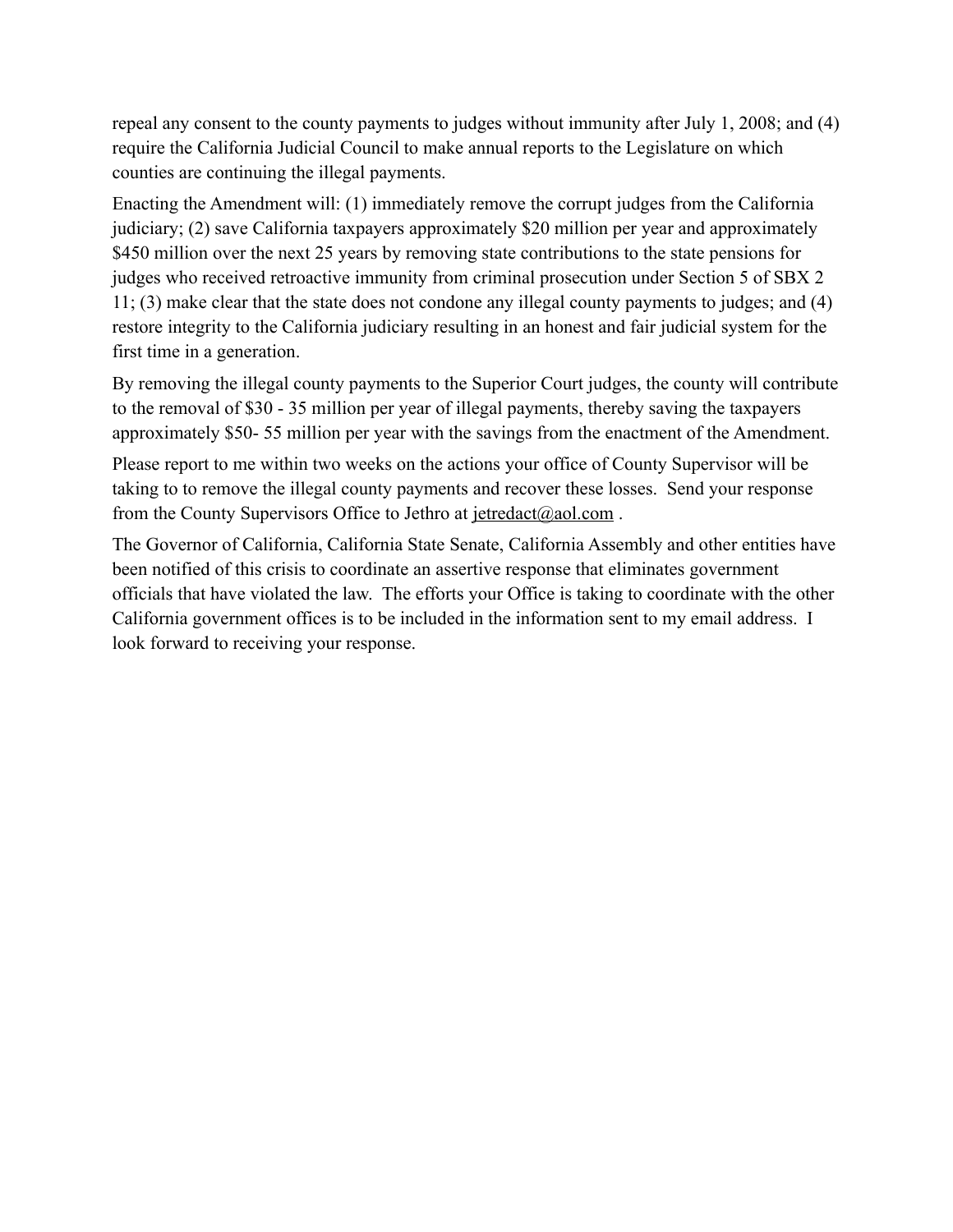repeal any consent to the county payments to judges without immunity after July 1, 2008; and (4) require the California Judicial Council to make annual reports to the Legislature on which counties are continuing the illegal payments.

Enacting the Amendment will: (1) immediately remove the corrupt judges from the California judiciary; (2) save California taxpayers approximately $20 million per year and approximately $450 million over the next 25 years by removing state contributions to the state pensions for judges who received retroactive immunity from criminal prosecution under Section 5 of SBX 2 11; (3) make clear that the state does not condone any illegal county payments to judges; and (4) restore integrity to the California judiciary resulting in an honest and fair judicial system for the first time in a generation.

By removing the illegal county payments to the Superior Court judges, the county will contribute to the removal of $30 - 35 million per year of illegal payments, thereby saving the taxpayers approximately $50- 55 million per year with the savings from the enactment of the Amendment.

Please report to me within two weeks on the actions your office of County Supervisor will be taking to to remove the illegal county payments and recover these losses. Send your response from the County Supervisors Office to Jethro at jetredact@aol.com .

The Governor of California, California State Senate, California Assembly and other entities have been notified of this crisis to coordinate an assertive response that eliminates government officials that have violated the law. The efforts your Office is taking to coordinate with the other California government offices is to be included in the information sent to my email address. I look forward to receiving your response.